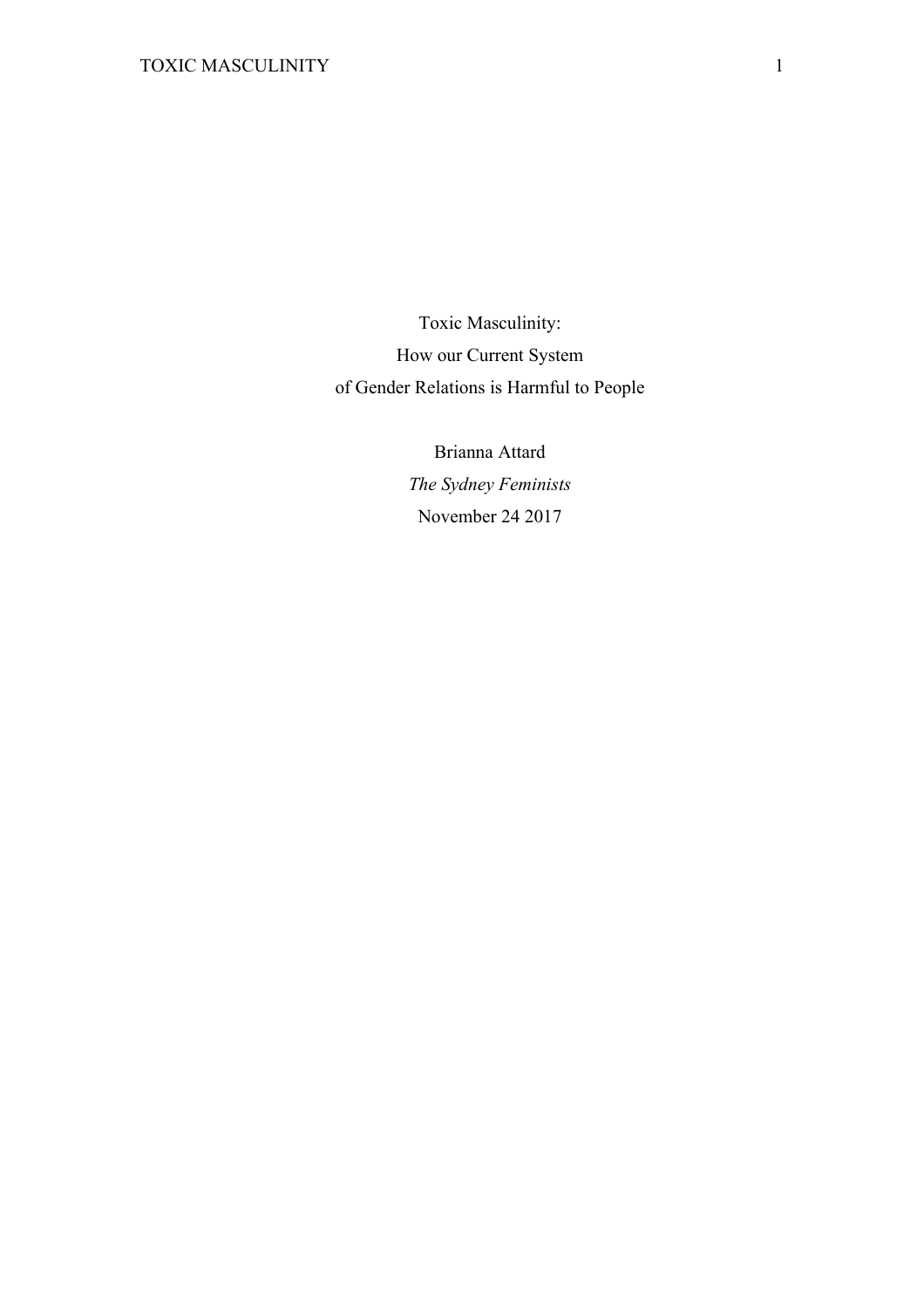# Toxic Masculinity:
# How our Current System
# of Gender Relations is Harmful to People

Brianna Attard

*The Sydney Feminists*

November 24 2017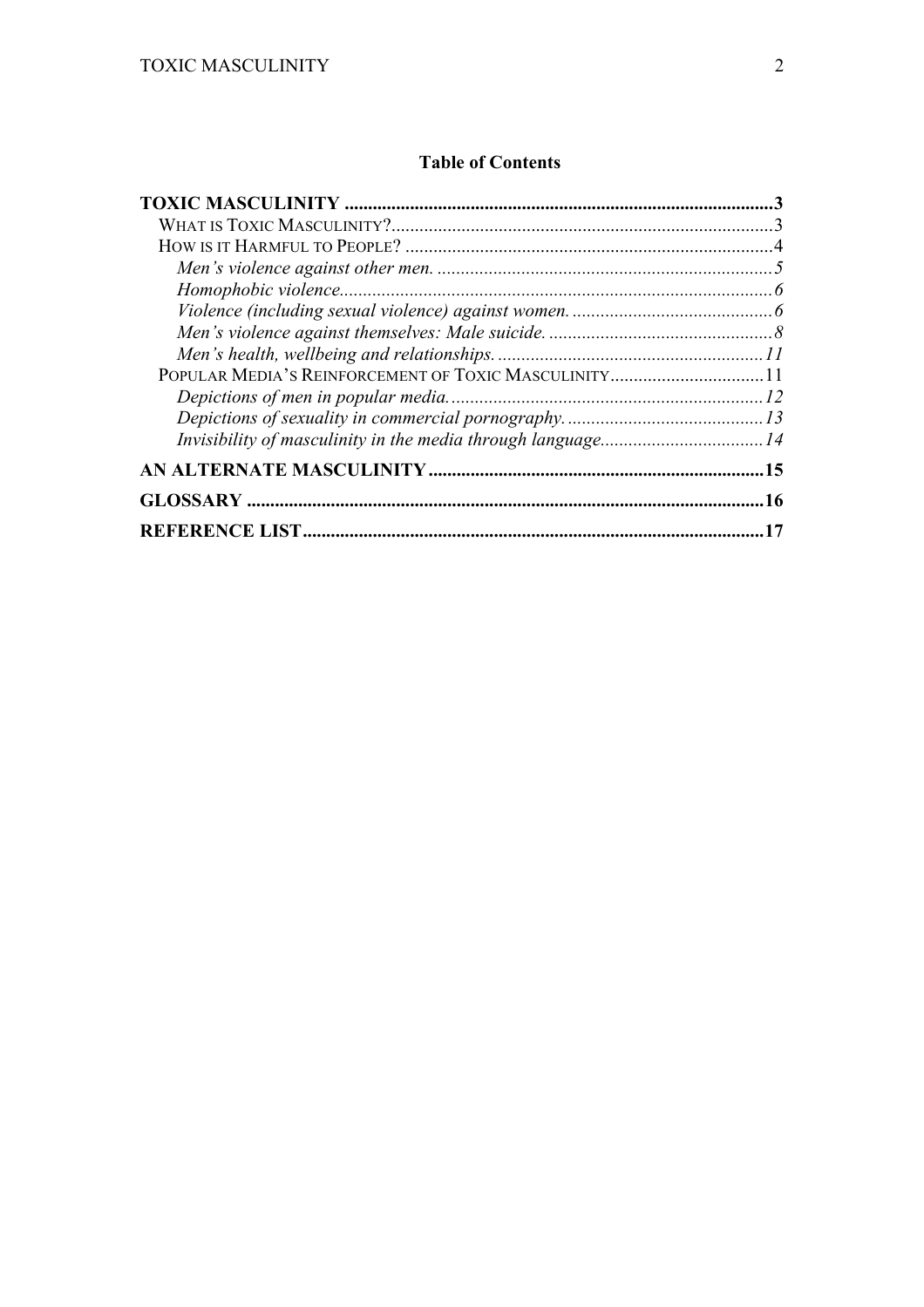**Table of Contents**

**TOXIC MASCULINITY** ....................................................................................3

WHAT IS TOXIC MASCULINITY? ....................................................................................3

HOW IS IT HARMFUL TO PEOPLE? ....................................................................................4

*Men's violence against other men.* ....................................................................................5

*Homophobic violence.* ....................................................................................6

*Violence (including sexual violence) against women.* ....................................................................................6

*Men's violence against themselves: Male suicide.* ....................................................................................8

*Men's health, wellbeing and relationships.* ....................................................................................11

POPULAR MEDIA'S REINFORCEMENT OF TOXIC MASCULINITY ....................................................................................11

*Depictions of men in popular media.* ....................................................................................12

*Depictions of sexuality in commercial pornography.* ....................................................................................13

*Invisibility of masculinity in the media through language.* ....................................................................................14

**AN ALTERNATE MASCULINITY** ....................................................................................15

**GLOSSARY** ....................................................................................16

**REFERENCE LIST** ....................................................................................17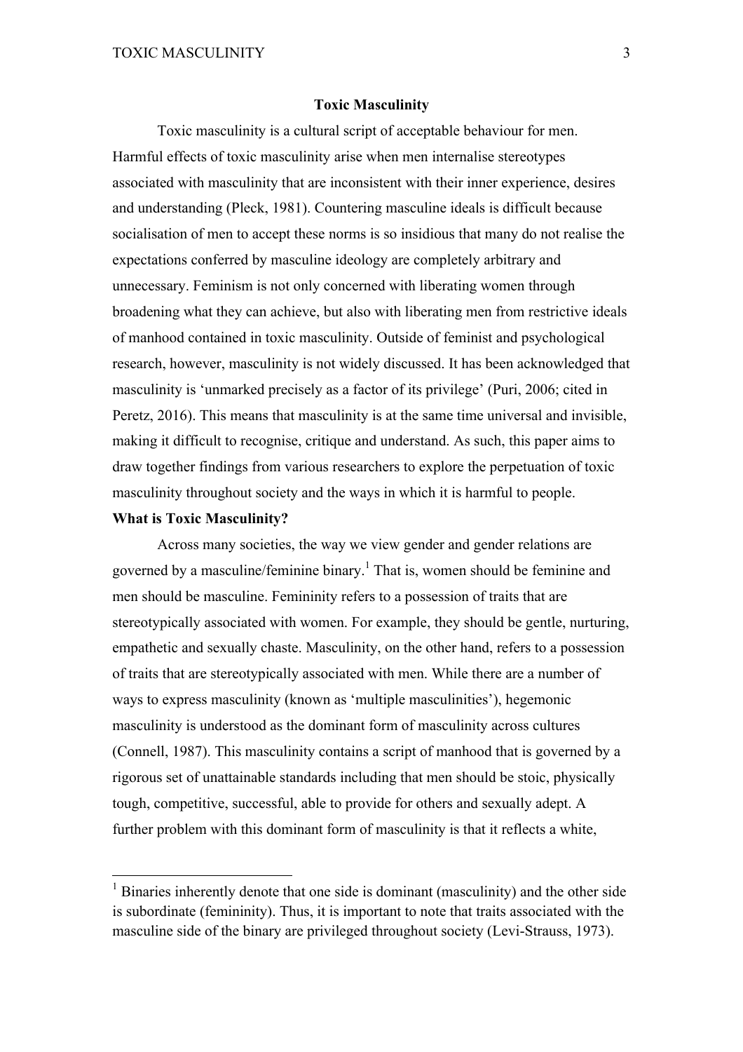# Toxic Masculinity

Toxic masculinity is a cultural script of acceptable behaviour for men. Harmful effects of toxic masculinity arise when men internalise stereotypes associated with masculinity that are inconsistent with their inner experience, desires and understanding (Pleck, 1981). Countering masculine ideals is difficult because socialisation of men to accept these norms is so insidious that many do not realise the expectations conferred by masculine ideology are completely arbitrary and unnecessary. Feminism is not only concerned with liberating women through broadening what they can achieve, but also with liberating men from restrictive ideals of manhood contained in toxic masculinity. Outside of feminist and psychological research, however, masculinity is not widely discussed. It has been acknowledged that masculinity is 'unmarked precisely as a factor of its privilege' (Puri, 2006; cited in Peretz, 2016). This means that masculinity is at the same time universal and invisible, making it difficult to recognise, critique and understand. As such, this paper aims to draw together findings from various researchers to explore the perpetuation of toxic masculinity throughout society and the ways in which it is harmful to people.

## What is Toxic Masculinity?

Across many societies, the way we view gender and gender relations are governed by a masculine/feminine binary.[1] That is, women should be feminine and men should be masculine. Femininity refers to a possession of traits that are stereotypically associated with women. For example, they should be gentle, nurturing, empathetic and sexually chaste. Masculinity, on the other hand, refers to a possession of traits that are stereotypically associated with men. While there are a number of ways to express masculinity (known as 'multiple masculinities'), hegemonic masculinity is understood as the dominant form of masculinity across cultures (Connell, 1987). This masculinity contains a script of manhood that is governed by a rigorous set of unattainable standards including that men should be stoic, physically tough, competitive, successful, able to provide for others and sexually adept. A further problem with this dominant form of masculinity is that it reflects a white,

[1] Binaries inherently denote that one side is dominant (masculinity) and the other side is subordinate (femininity). Thus, it is important to note that traits associated with the masculine side of the binary are privileged throughout society (Levi-Strauss, 1973).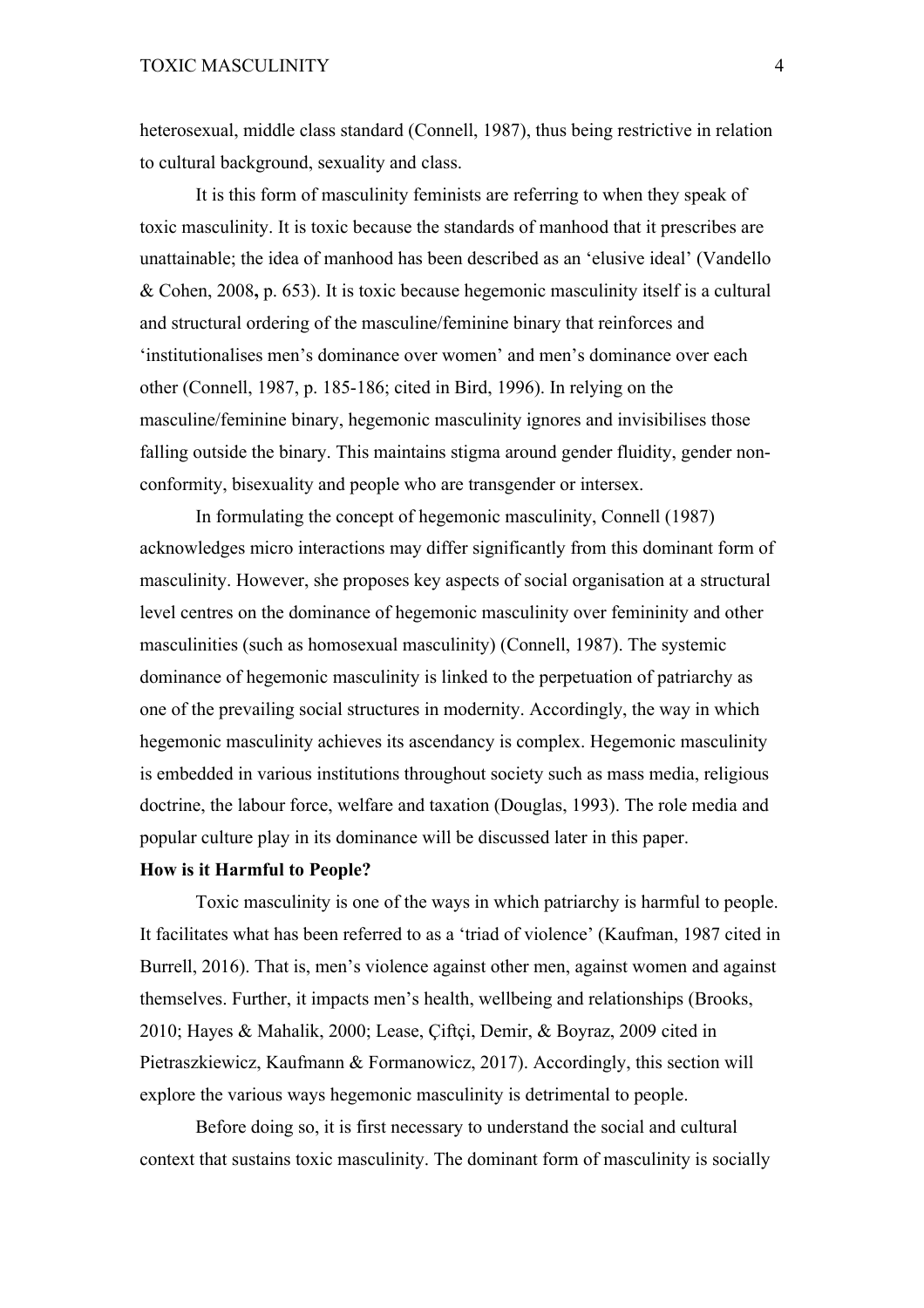heterosexual, middle class standard (Connell, 1987), thus being restrictive in relation to cultural background, sexuality and class.

It is this form of masculinity feminists are referring to when they speak of toxic masculinity. It is toxic because the standards of manhood that it prescribes are unattainable; the idea of manhood has been described as an 'elusive ideal' (Vandello & Cohen, 2008**,** p. 653). It is toxic because hegemonic masculinity itself is a cultural and structural ordering of the masculine/feminine binary that reinforces and 'institutionalises men's dominance over women' and men's dominance over each other (Connell, 1987, p. 185-186; cited in Bird, 1996). In relying on the masculine/feminine binary, hegemonic masculinity ignores and invisibilises those falling outside the binary. This maintains stigma around gender fluidity, gender non-conformity, bisexuality and people who are transgender or intersex.

In formulating the concept of hegemonic masculinity, Connell (1987) acknowledges micro interactions may differ significantly from this dominant form of masculinity. However, she proposes key aspects of social organisation at a structural level centres on the dominance of hegemonic masculinity over femininity and other masculinities (such as homosexual masculinity) (Connell, 1987). The systemic dominance of hegemonic masculinity is linked to the perpetuation of patriarchy as one of the prevailing social structures in modernity. Accordingly, the way in which hegemonic masculinity achieves its ascendancy is complex. Hegemonic masculinity is embedded in various institutions throughout society such as mass media, religious doctrine, the labour force, welfare and taxation (Douglas, 1993). The role media and popular culture play in its dominance will be discussed later in this paper.

**How is it Harmful to People?**

Toxic masculinity is one of the ways in which patriarchy is harmful to people. It facilitates what has been referred to as a 'triad of violence' (Kaufman, 1987 cited in Burrell, 2016). That is, men's violence against other men, against women and against themselves. Further, it impacts men's health, wellbeing and relationships (Brooks, 2010; Hayes & Mahalik, 2000; Lease, Çiftçi, Demir, & Boyraz, 2009 cited in Pietraszkiewicz, Kaufmann & Formanowicz, 2017). Accordingly, this section will explore the various ways hegemonic masculinity is detrimental to people.

Before doing so, it is first necessary to understand the social and cultural context that sustains toxic masculinity. The dominant form of masculinity is socially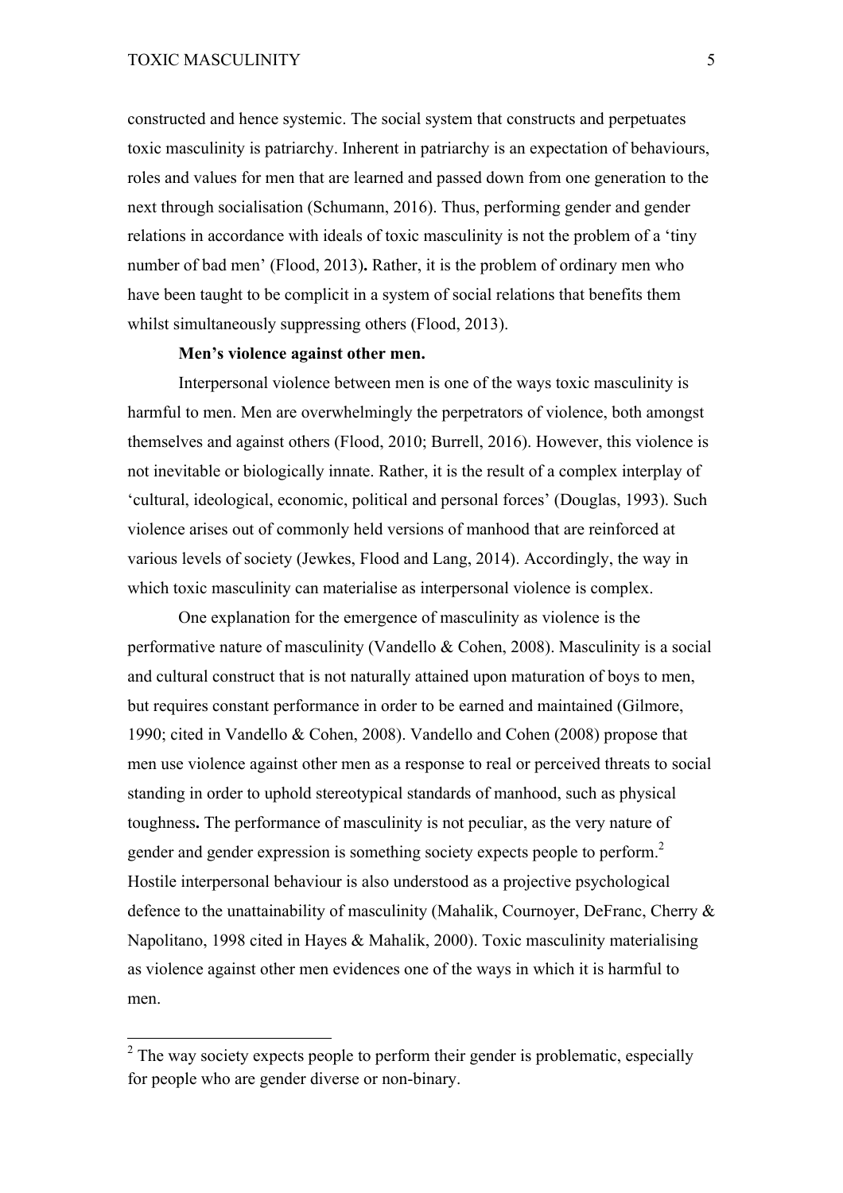constructed and hence systemic. The social system that constructs and perpetuates toxic masculinity is patriarchy. Inherent in patriarchy is an expectation of behaviours, roles and values for men that are learned and passed down from one generation to the next through socialisation (Schumann, 2016). Thus, performing gender and gender relations in accordance with ideals of toxic masculinity is not the problem of a 'tiny number of bad men' (Flood, 2013)**.** Rather, it is the problem of ordinary men who have been taught to be complicit in a system of social relations that benefits them whilst simultaneously suppressing others (Flood, 2013).

**Men's violence against other men.**

Interpersonal violence between men is one of the ways toxic masculinity is harmful to men. Men are overwhelmingly the perpetrators of violence, both amongst themselves and against others (Flood, 2010; Burrell, 2016). However, this violence is not inevitable or biologically innate. Rather, it is the result of a complex interplay of 'cultural, ideological, economic, political and personal forces' (Douglas, 1993). Such violence arises out of commonly held versions of manhood that are reinforced at various levels of society (Jewkes, Flood and Lang, 2014). Accordingly, the way in which toxic masculinity can materialise as interpersonal violence is complex.

One explanation for the emergence of masculinity as violence is the performative nature of masculinity (Vandello & Cohen, 2008). Masculinity is a social and cultural construct that is not naturally attained upon maturation of boys to men, but requires constant performance in order to be earned and maintained (Gilmore, 1990; cited in Vandello & Cohen, 2008). Vandello and Cohen (2008) propose that men use violence against other men as a response to real or perceived threats to social standing in order to uphold stereotypical standards of manhood, such as physical toughness**.** The performance of masculinity is not peculiar, as the very nature of gender and gender expression is something society expects people to perform.[2] Hostile interpersonal behaviour is also understood as a projective psychological defence to the unattainability of masculinity (Mahalik, Cournoyer, DeFranc, Cherry & Napolitano, 1998 cited in Hayes & Mahalik, 2000). Toxic masculinity materialising as violence against other men evidences one of the ways in which it is harmful to men.

[2] The way society expects people to perform their gender is problematic, especially for people who are gender diverse or non-binary.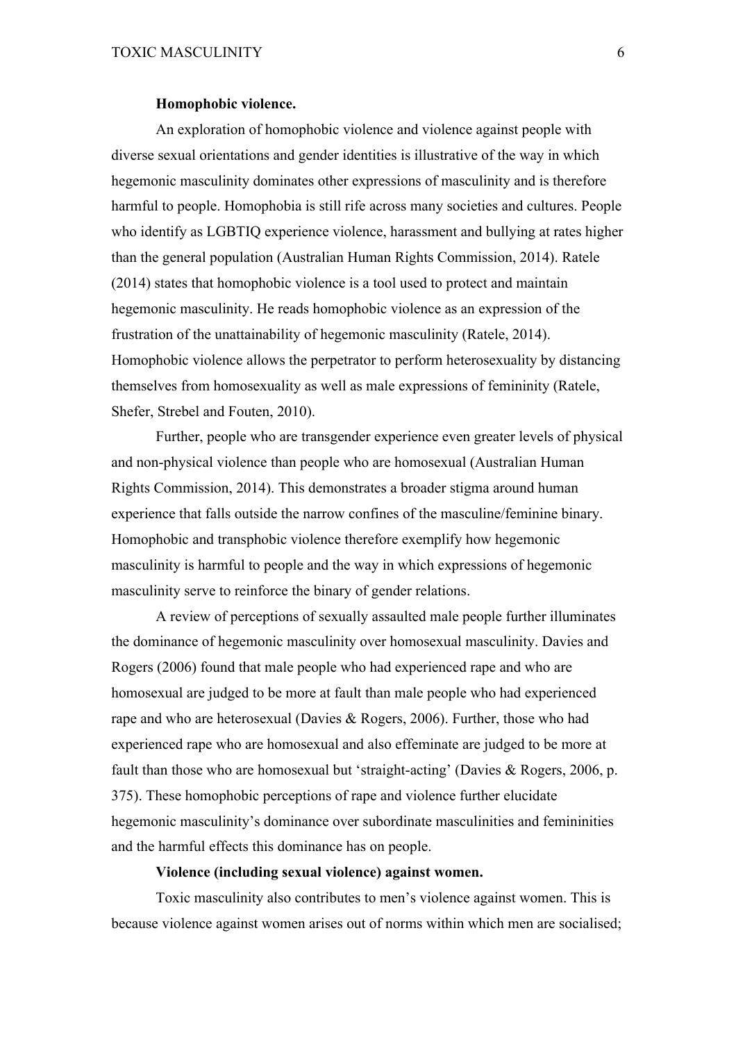**Homophobic violence.**

An exploration of homophobic violence and violence against people with diverse sexual orientations and gender identities is illustrative of the way in which hegemonic masculinity dominates other expressions of masculinity and is therefore harmful to people. Homophobia is still rife across many societies and cultures. People who identify as LGBTIQ experience violence, harassment and bullying at rates higher than the general population (Australian Human Rights Commission, 2014). Ratele (2014) states that homophobic violence is a tool used to protect and maintain hegemonic masculinity. He reads homophobic violence as an expression of the frustration of the unattainability of hegemonic masculinity (Ratele, 2014). Homophobic violence allows the perpetrator to perform heterosexuality by distancing themselves from homosexuality as well as male expressions of femininity (Ratele, Shefer, Strebel and Fouten, 2010).

Further, people who are transgender experience even greater levels of physical and non-physical violence than people who are homosexual (Australian Human Rights Commission, 2014). This demonstrates a broader stigma around human experience that falls outside the narrow confines of the masculine/feminine binary. Homophobic and transphobic violence therefore exemplify how hegemonic masculinity is harmful to people and the way in which expressions of hegemonic masculinity serve to reinforce the binary of gender relations.

A review of perceptions of sexually assaulted male people further illuminates the dominance of hegemonic masculinity over homosexual masculinity. Davies and Rogers (2006) found that male people who had experienced rape and who are homosexual are judged to be more at fault than male people who had experienced rape and who are heterosexual (Davies & Rogers, 2006). Further, those who had experienced rape who are homosexual and also effeminate are judged to be more at fault than those who are homosexual but 'straight-acting' (Davies & Rogers, 2006, p. 375). These homophobic perceptions of rape and violence further elucidate hegemonic masculinity's dominance over subordinate masculinities and femininities and the harmful effects this dominance has on people.

**Violence (including sexual violence) against women.**

Toxic masculinity also contributes to men's violence against women. This is because violence against women arises out of norms within which men are socialised;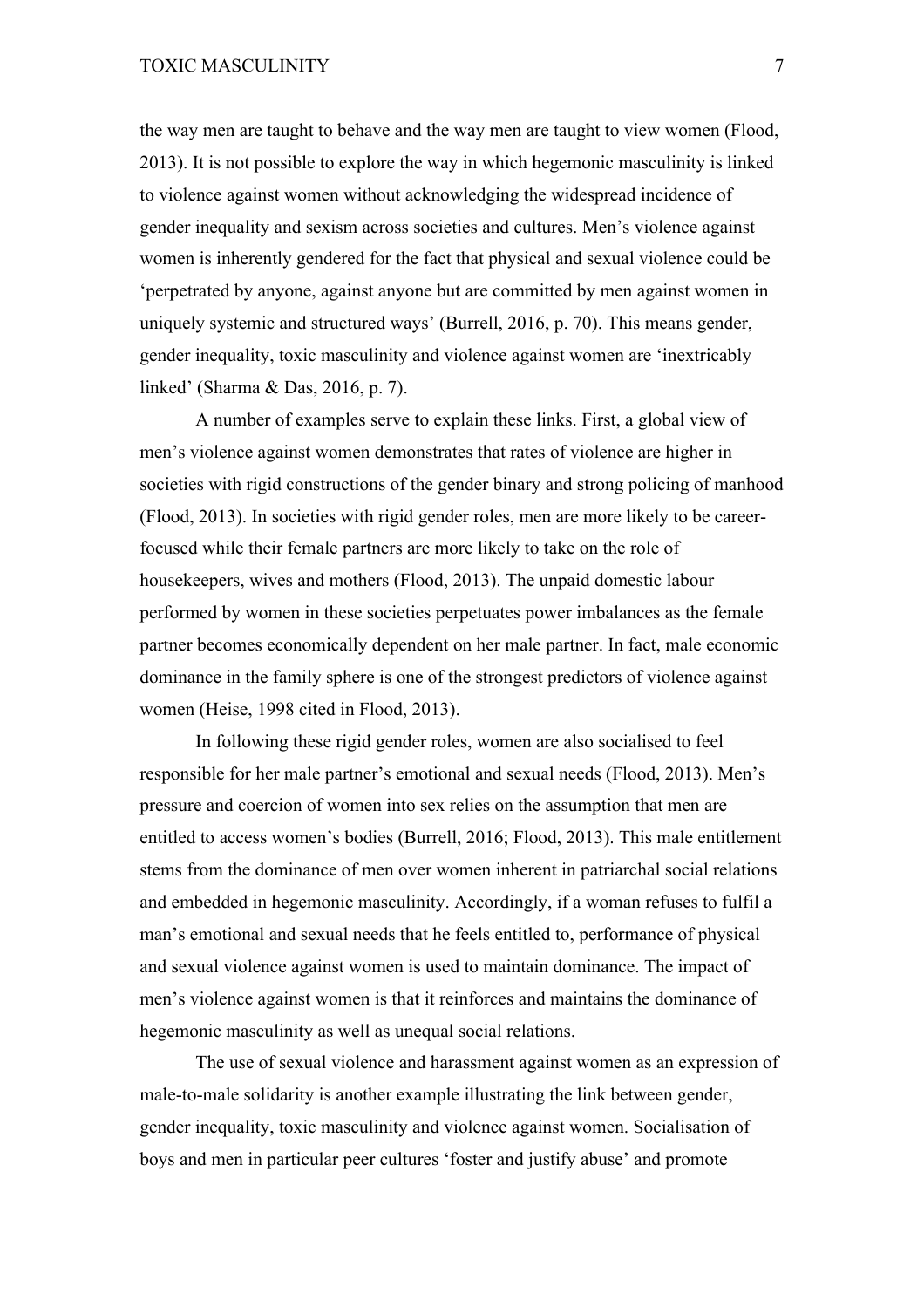the way men are taught to behave and the way men are taught to view women (Flood, 2013). It is not possible to explore the way in which hegemonic masculinity is linked to violence against women without acknowledging the widespread incidence of gender inequality and sexism across societies and cultures. Men's violence against women is inherently gendered for the fact that physical and sexual violence could be 'perpetrated by anyone, against anyone but are committed by men against women in uniquely systemic and structured ways' (Burrell, 2016, p. 70). This means gender, gender inequality, toxic masculinity and violence against women are 'inextricably linked' (Sharma & Das, 2016, p. 7).

A number of examples serve to explain these links. First, a global view of men's violence against women demonstrates that rates of violence are higher in societies with rigid constructions of the gender binary and strong policing of manhood (Flood, 2013). In societies with rigid gender roles, men are more likely to be career-focused while their female partners are more likely to take on the role of housekeepers, wives and mothers (Flood, 2013). The unpaid domestic labour performed by women in these societies perpetuates power imbalances as the female partner becomes economically dependent on her male partner. In fact, male economic dominance in the family sphere is one of the strongest predictors of violence against women (Heise, 1998 cited in Flood, 2013).

In following these rigid gender roles, women are also socialised to feel responsible for her male partner's emotional and sexual needs (Flood, 2013). Men's pressure and coercion of women into sex relies on the assumption that men are entitled to access women's bodies (Burrell, 2016; Flood, 2013). This male entitlement stems from the dominance of men over women inherent in patriarchal social relations and embedded in hegemonic masculinity. Accordingly, if a woman refuses to fulfil a man's emotional and sexual needs that he feels entitled to, performance of physical and sexual violence against women is used to maintain dominance. The impact of men's violence against women is that it reinforces and maintains the dominance of hegemonic masculinity as well as unequal social relations.

The use of sexual violence and harassment against women as an expression of male-to-male solidarity is another example illustrating the link between gender, gender inequality, toxic masculinity and violence against women. Socialisation of boys and men in particular peer cultures 'foster and justify abuse' and promote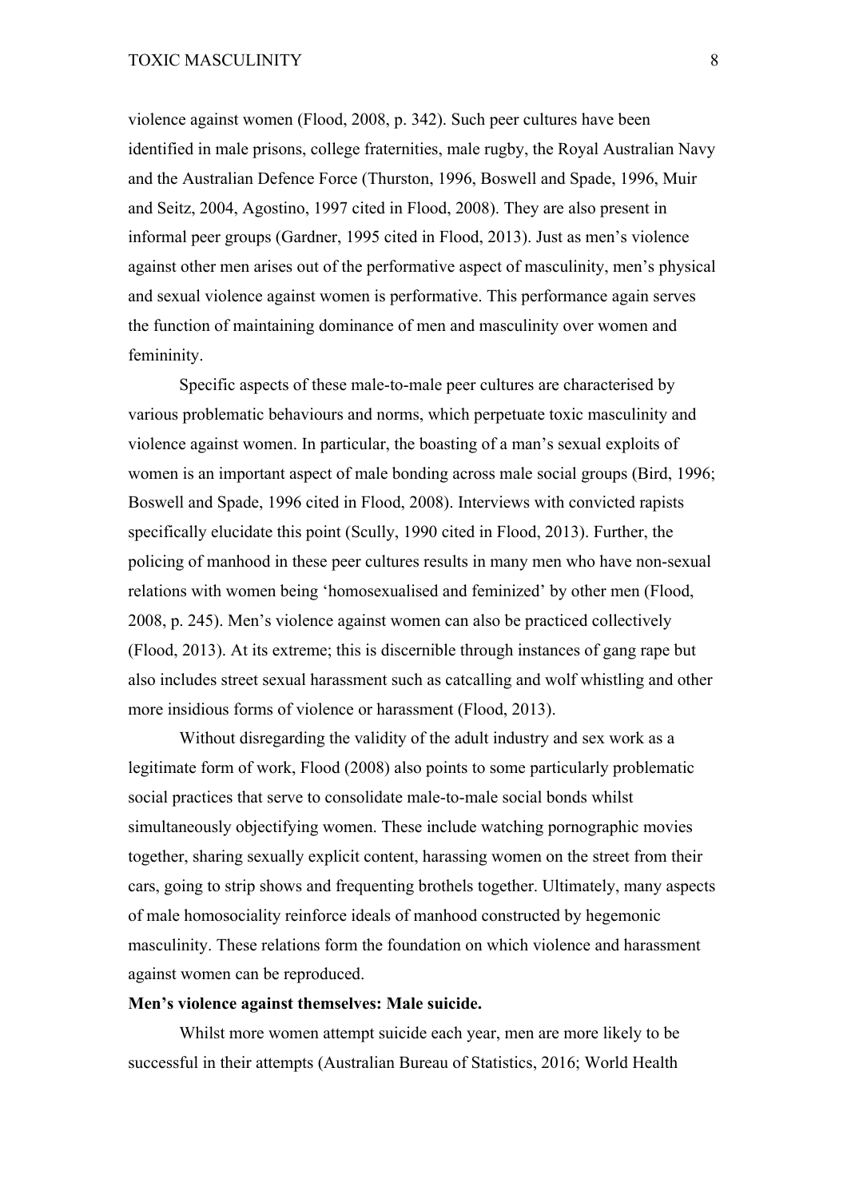violence against women (Flood, 2008, p. 342). Such peer cultures have been identified in male prisons, college fraternities, male rugby, the Royal Australian Navy and the Australian Defence Force (Thurston, 1996, Boswell and Spade, 1996, Muir and Seitz, 2004, Agostino, 1997 cited in Flood, 2008). They are also present in informal peer groups (Gardner, 1995 cited in Flood, 2013). Just as men's violence against other men arises out of the performative aspect of masculinity, men's physical and sexual violence against women is performative. This performance again serves the function of maintaining dominance of men and masculinity over women and femininity.

Specific aspects of these male-to-male peer cultures are characterised by various problematic behaviours and norms, which perpetuate toxic masculinity and violence against women. In particular, the boasting of a man's sexual exploits of women is an important aspect of male bonding across male social groups (Bird, 1996; Boswell and Spade, 1996 cited in Flood, 2008). Interviews with convicted rapists specifically elucidate this point (Scully, 1990 cited in Flood, 2013). Further, the policing of manhood in these peer cultures results in many men who have non-sexual relations with women being 'homosexualised and feminized' by other men (Flood, 2008, p. 245). Men's violence against women can also be practiced collectively (Flood, 2013). At its extreme; this is discernible through instances of gang rape but also includes street sexual harassment such as catcalling and wolf whistling and other more insidious forms of violence or harassment (Flood, 2013).

Without disregarding the validity of the adult industry and sex work as a legitimate form of work, Flood (2008) also points to some particularly problematic social practices that serve to consolidate male-to-male social bonds whilst simultaneously objectifying women. These include watching pornographic movies together, sharing sexually explicit content, harassing women on the street from their cars, going to strip shows and frequenting brothels together. Ultimately, many aspects of male homosociality reinforce ideals of manhood constructed by hegemonic masculinity. These relations form the foundation on which violence and harassment against women can be reproduced.

**Men's violence against themselves: Male suicide.**

Whilst more women attempt suicide each year, men are more likely to be successful in their attempts (Australian Bureau of Statistics, 2016; World Health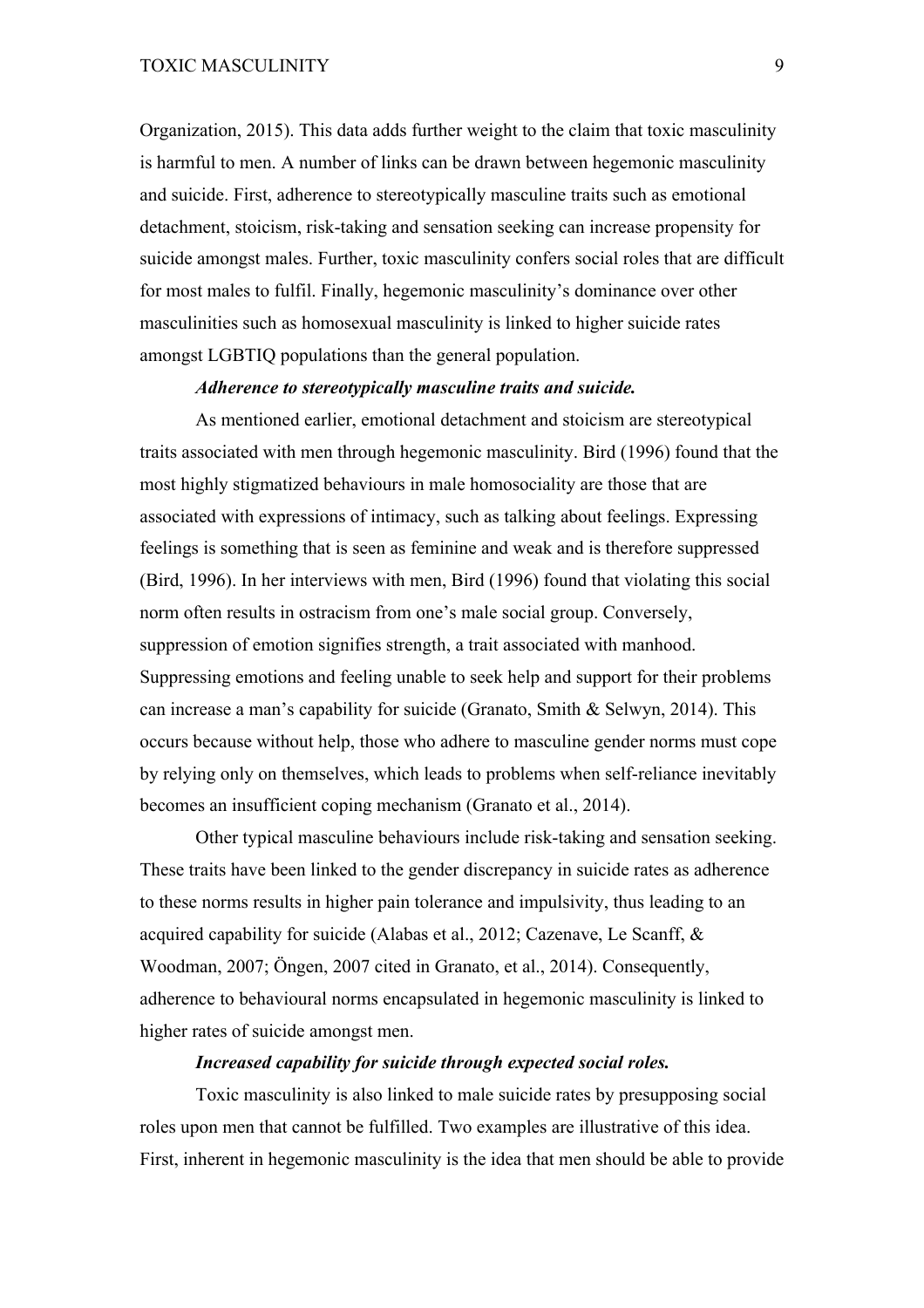Organization, 2015). This data adds further weight to the claim that toxic masculinity is harmful to men. A number of links can be drawn between hegemonic masculinity and suicide. First, adherence to stereotypically masculine traits such as emotional detachment, stoicism, risk-taking and sensation seeking can increase propensity for suicide amongst males. Further, toxic masculinity confers social roles that are difficult for most males to fulfil. Finally, hegemonic masculinity's dominance over other masculinities such as homosexual masculinity is linked to higher suicide rates amongst LGBTIQ populations than the general population.

***Adherence to stereotypically masculine traits and suicide.***

As mentioned earlier, emotional detachment and stoicism are stereotypical traits associated with men through hegemonic masculinity. Bird (1996) found that the most highly stigmatized behaviours in male homosociality are those that are associated with expressions of intimacy, such as talking about feelings. Expressing feelings is something that is seen as feminine and weak and is therefore suppressed (Bird, 1996). In her interviews with men, Bird (1996) found that violating this social norm often results in ostracism from one's male social group. Conversely, suppression of emotion signifies strength, a trait associated with manhood. Suppressing emotions and feeling unable to seek help and support for their problems can increase a man's capability for suicide (Granato, Smith & Selwyn, 2014). This occurs because without help, those who adhere to masculine gender norms must cope by relying only on themselves, which leads to problems when self-reliance inevitably becomes an insufficient coping mechanism (Granato et al., 2014).

Other typical masculine behaviours include risk-taking and sensation seeking. These traits have been linked to the gender discrepancy in suicide rates as adherence to these norms results in higher pain tolerance and impulsivity, thus leading to an acquired capability for suicide (Alabas et al., 2012; Cazenave, Le Scanff, & Woodman, 2007; Öngen, 2007 cited in Granato, et al., 2014). Consequently, adherence to behavioural norms encapsulated in hegemonic masculinity is linked to higher rates of suicide amongst men.

***Increased capability for suicide through expected social roles.***

Toxic masculinity is also linked to male suicide rates by presupposing social roles upon men that cannot be fulfilled. Two examples are illustrative of this idea. First, inherent in hegemonic masculinity is the idea that men should be able to provide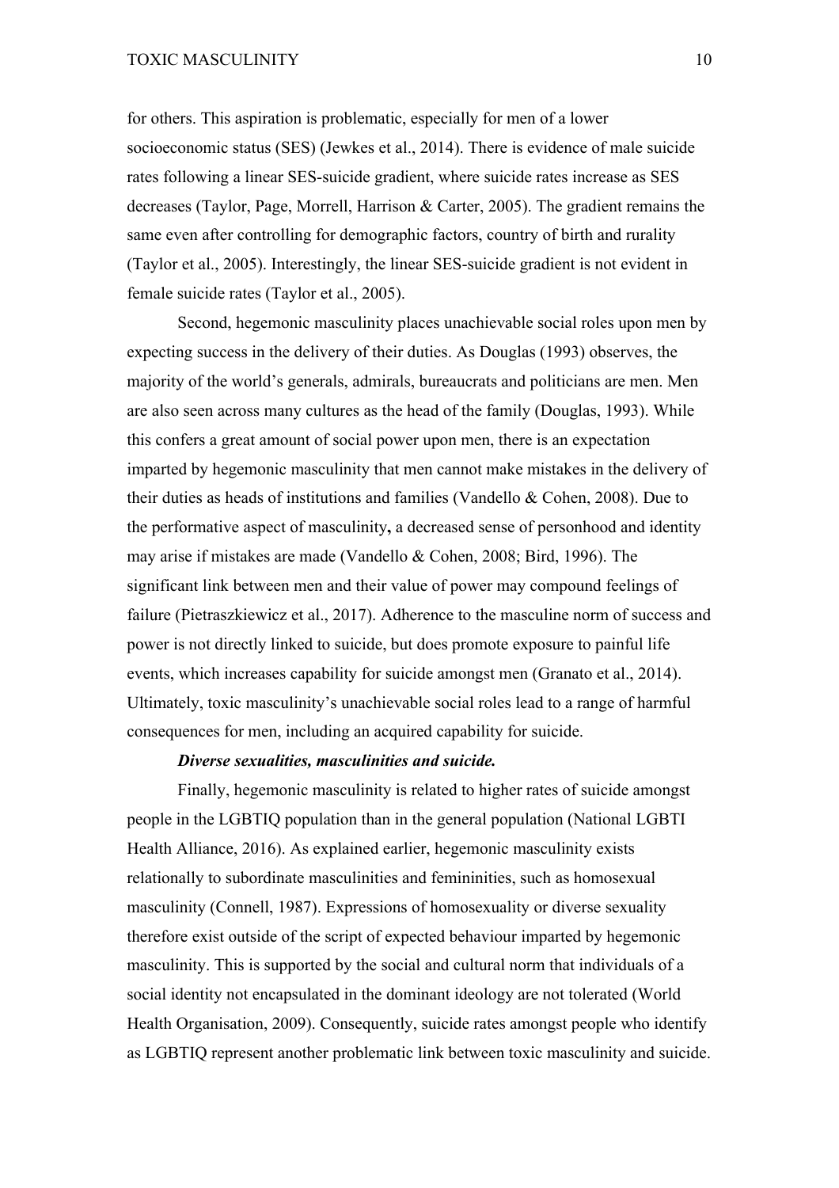for others. This aspiration is problematic, especially for men of a lower socioeconomic status (SES) (Jewkes et al., 2014). There is evidence of male suicide rates following a linear SES-suicide gradient, where suicide rates increase as SES decreases (Taylor, Page, Morrell, Harrison & Carter, 2005). The gradient remains the same even after controlling for demographic factors, country of birth and rurality (Taylor et al., 2005). Interestingly, the linear SES-suicide gradient is not evident in female suicide rates (Taylor et al., 2005).

Second, hegemonic masculinity places unachievable social roles upon men by expecting success in the delivery of their duties. As Douglas (1993) observes, the majority of the world's generals, admirals, bureaucrats and politicians are men. Men are also seen across many cultures as the head of the family (Douglas, 1993). While this confers a great amount of social power upon men, there is an expectation imparted by hegemonic masculinity that men cannot make mistakes in the delivery of their duties as heads of institutions and families (Vandello & Cohen, 2008). Due to the performative aspect of masculinity**,** a decreased sense of personhood and identity may arise if mistakes are made (Vandello & Cohen, 2008; Bird, 1996). The significant link between men and their value of power may compound feelings of failure (Pietraszkiewicz et al., 2017). Adherence to the masculine norm of success and power is not directly linked to suicide, but does promote exposure to painful life events, which increases capability for suicide amongst men (Granato et al., 2014). Ultimately, toxic masculinity's unachievable social roles lead to a range of harmful consequences for men, including an acquired capability for suicide.

***Diverse sexualities, masculinities and suicide.***

Finally, hegemonic masculinity is related to higher rates of suicide amongst people in the LGBTIQ population than in the general population (National LGBTI Health Alliance, 2016). As explained earlier, hegemonic masculinity exists relationally to subordinate masculinities and femininities, such as homosexual masculinity (Connell, 1987). Expressions of homosexuality or diverse sexuality therefore exist outside of the script of expected behaviour imparted by hegemonic masculinity. This is supported by the social and cultural norm that individuals of a social identity not encapsulated in the dominant ideology are not tolerated (World Health Organisation, 2009). Consequently, suicide rates amongst people who identify as LGBTIQ represent another problematic link between toxic masculinity and suicide.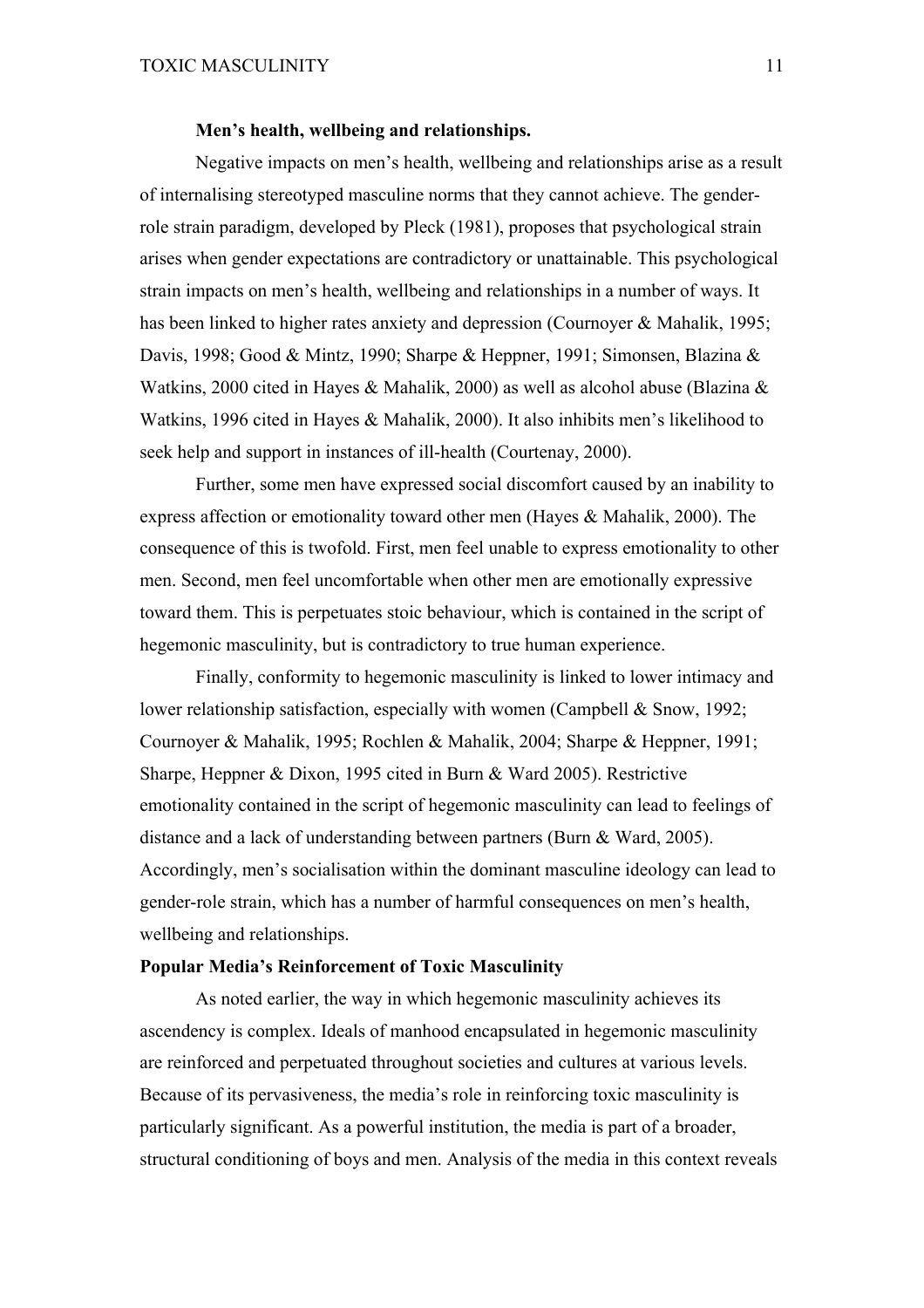### Men's health, wellbeing and relationships.

Negative impacts on men's health, wellbeing and relationships arise as a result of internalising stereotyped masculine norms that they cannot achieve. The gender-role strain paradigm, developed by Pleck (1981), proposes that psychological strain arises when gender expectations are contradictory or unattainable. This psychological strain impacts on men's health, wellbeing and relationships in a number of ways. It has been linked to higher rates anxiety and depression (Cournoyer & Mahalik, 1995; Davis, 1998; Good & Mintz, 1990; Sharpe & Heppner, 1991; Simonsen, Blazina & Watkins, 2000 cited in Hayes & Mahalik, 2000) as well as alcohol abuse (Blazina & Watkins, 1996 cited in Hayes & Mahalik, 2000). It also inhibits men's likelihood to seek help and support in instances of ill-health (Courtenay, 2000).

Further, some men have expressed social discomfort caused by an inability to express affection or emotionality toward other men (Hayes & Mahalik, 2000). The consequence of this is twofold. First, men feel unable to express emotionality to other men. Second, men feel uncomfortable when other men are emotionally expressive toward them. This is perpetuates stoic behaviour, which is contained in the script of hegemonic masculinity, but is contradictory to true human experience.

Finally, conformity to hegemonic masculinity is linked to lower intimacy and lower relationship satisfaction, especially with women (Campbell & Snow, 1992; Cournoyer & Mahalik, 1995; Rochlen & Mahalik, 2004; Sharpe & Heppner, 1991; Sharpe, Heppner & Dixon, 1995 cited in Burn & Ward 2005). Restrictive emotionality contained in the script of hegemonic masculinity can lead to feelings of distance and a lack of understanding between partners (Burn & Ward, 2005). Accordingly, men's socialisation within the dominant masculine ideology can lead to gender-role strain, which has a number of harmful consequences on men's health, wellbeing and relationships.

## Popular Media's Reinforcement of Toxic Masculinity

As noted earlier, the way in which hegemonic masculinity achieves its ascendency is complex. Ideals of manhood encapsulated in hegemonic masculinity are reinforced and perpetuated throughout societies and cultures at various levels. Because of its pervasiveness, the media's role in reinforcing toxic masculinity is particularly significant. As a powerful institution, the media is part of a broader, structural conditioning of boys and men. Analysis of the media in this context reveals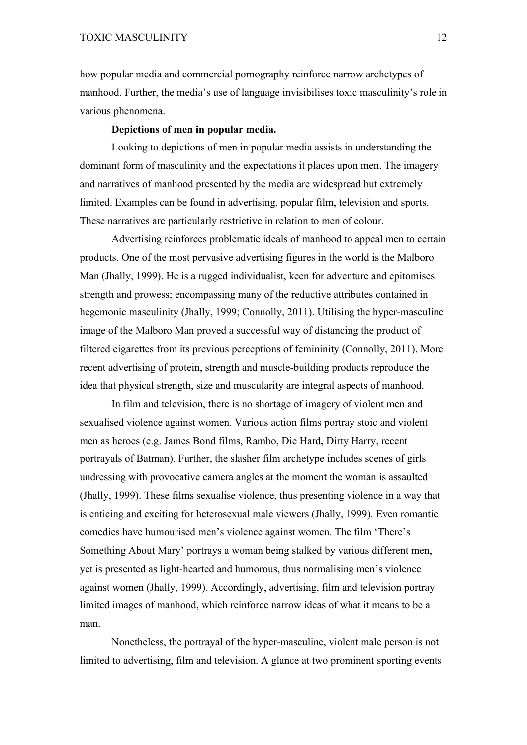how popular media and commercial pornography reinforce narrow archetypes of manhood. Further, the media's use of language invisibilises toxic masculinity's role in various phenomena.

### Depictions of men in popular media.

Looking to depictions of men in popular media assists in understanding the dominant form of masculinity and the expectations it places upon men. The imagery and narratives of manhood presented by the media are widespread but extremely limited. Examples can be found in advertising, popular film, television and sports. These narratives are particularly restrictive in relation to men of colour.

Advertising reinforces problematic ideals of manhood to appeal men to certain products. One of the most pervasive advertising figures in the world is the Malboro Man (Jhally, 1999). He is a rugged individualist, keen for adventure and epitomises strength and prowess; encompassing many of the reductive attributes contained in hegemonic masculinity (Jhally, 1999; Connolly, 2011). Utilising the hyper-masculine image of the Malboro Man proved a successful way of distancing the product of filtered cigarettes from its previous perceptions of femininity (Connolly, 2011). More recent advertising of protein, strength and muscle-building products reproduce the idea that physical strength, size and muscularity are integral aspects of manhood.

In film and television, there is no shortage of imagery of violent men and sexualised violence against women. Various action films portray stoic and violent men as heroes (e.g. James Bond films, Rambo, Die Hard**,** Dirty Harry, recent portrayals of Batman). Further, the slasher film archetype includes scenes of girls undressing with provocative camera angles at the moment the woman is assaulted (Jhally, 1999). These films sexualise violence, thus presenting violence in a way that is enticing and exciting for heterosexual male viewers (Jhally, 1999). Even romantic comedies have humourised men's violence against women. The film 'There's Something About Mary' portrays a woman being stalked by various different men, yet is presented as light-hearted and humorous, thus normalising men's violence against women (Jhally, 1999). Accordingly, advertising, film and television portray limited images of manhood, which reinforce narrow ideas of what it means to be a man.

Nonetheless, the portrayal of the hyper-masculine, violent male person is not limited to advertising, film and television. A glance at two prominent sporting events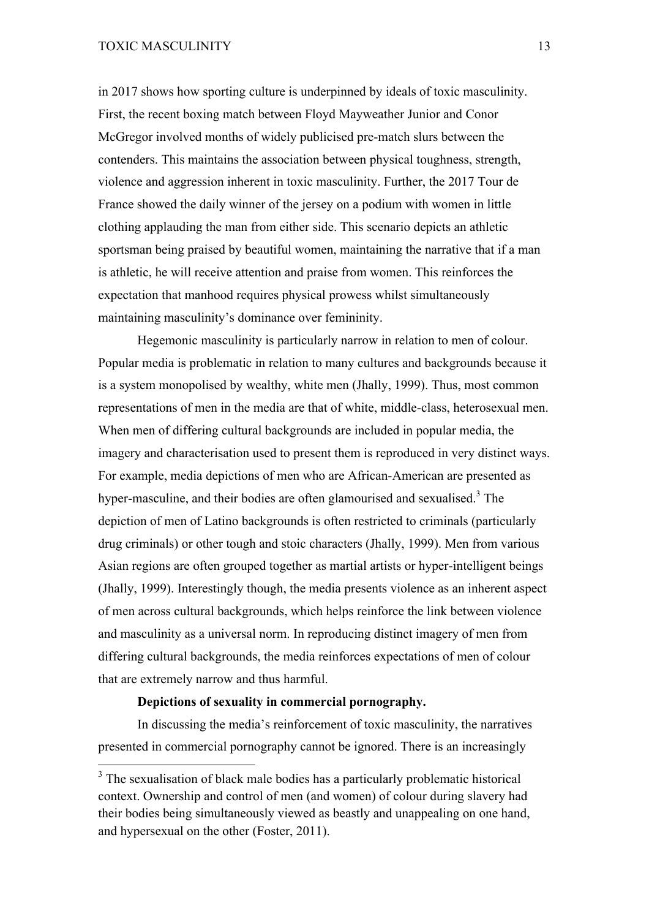in 2017 shows how sporting culture is underpinned by ideals of toxic masculinity. First, the recent boxing match between Floyd Mayweather Junior and Conor McGregor involved months of widely publicised pre-match slurs between the contenders. This maintains the association between physical toughness, strength, violence and aggression inherent in toxic masculinity. Further, the 2017 Tour de France showed the daily winner of the jersey on a podium with women in little clothing applauding the man from either side. This scenario depicts an athletic sportsman being praised by beautiful women, maintaining the narrative that if a man is athletic, he will receive attention and praise from women. This reinforces the expectation that manhood requires physical prowess whilst simultaneously maintaining masculinity's dominance over femininity.

Hegemonic masculinity is particularly narrow in relation to men of colour. Popular media is problematic in relation to many cultures and backgrounds because it is a system monopolised by wealthy, white men (Jhally, 1999). Thus, most common representations of men in the media are that of white, middle-class, heterosexual men. When men of differing cultural backgrounds are included in popular media, the imagery and characterisation used to present them is reproduced in very distinct ways. For example, media depictions of men who are African-American are presented as hyper-masculine, and their bodies are often glamourised and sexualised.[3] The depiction of men of Latino backgrounds is often restricted to criminals (particularly drug criminals) or other tough and stoic characters (Jhally, 1999). Men from various Asian regions are often grouped together as martial artists or hyper-intelligent beings (Jhally, 1999). Interestingly though, the media presents violence as an inherent aspect of men across cultural backgrounds, which helps reinforce the link between violence and masculinity as a universal norm. In reproducing distinct imagery of men from differing cultural backgrounds, the media reinforces expectations of men of colour that are extremely narrow and thus harmful.

**Depictions of sexuality in commercial pornography.**

In discussing the media's reinforcement of toxic masculinity, the narratives presented in commercial pornography cannot be ignored. There is an increasingly

---

[3] The sexualisation of black male bodies has a particularly problematic historical context. Ownership and control of men (and women) of colour during slavery had their bodies being simultaneously viewed as beastly and unappealing on one hand, and hypersexual on the other (Foster, 2011).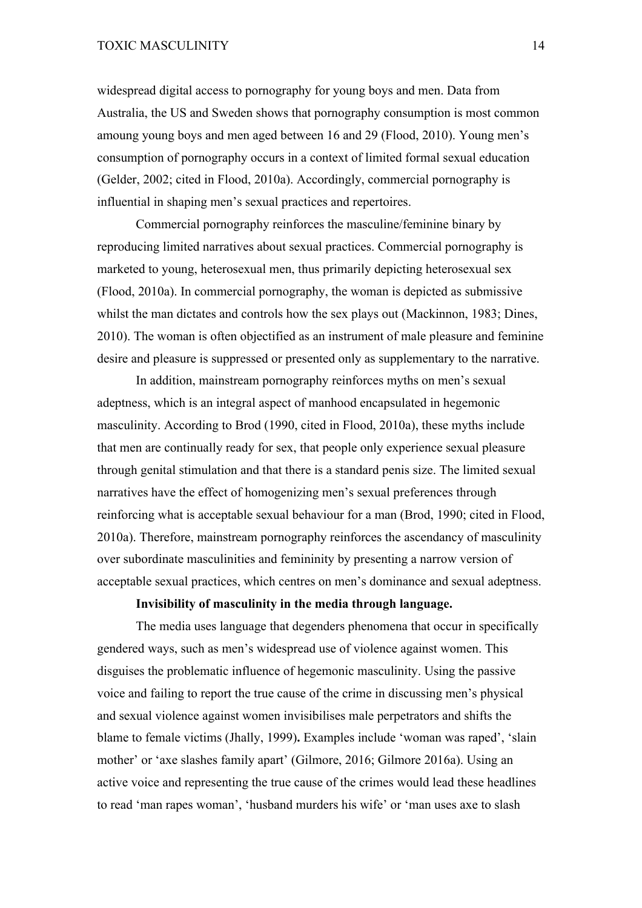widespread digital access to pornography for young boys and men. Data from Australia, the US and Sweden shows that pornography consumption is most common amoung young boys and men aged between 16 and 29 (Flood, 2010). Young men's consumption of pornography occurs in a context of limited formal sexual education (Gelder, 2002; cited in Flood, 2010a). Accordingly, commercial pornography is influential in shaping men's sexual practices and repertoires.

Commercial pornography reinforces the masculine/feminine binary by reproducing limited narratives about sexual practices. Commercial pornography is marketed to young, heterosexual men, thus primarily depicting heterosexual sex (Flood, 2010a). In commercial pornography, the woman is depicted as submissive whilst the man dictates and controls how the sex plays out (Mackinnon, 1983; Dines, 2010). The woman is often objectified as an instrument of male pleasure and feminine desire and pleasure is suppressed or presented only as supplementary to the narrative.

In addition, mainstream pornography reinforces myths on men's sexual adeptness, which is an integral aspect of manhood encapsulated in hegemonic masculinity. According to Brod (1990, cited in Flood, 2010a), these myths include that men are continually ready for sex, that people only experience sexual pleasure through genital stimulation and that there is a standard penis size. The limited sexual narratives have the effect of homogenizing men's sexual preferences through reinforcing what is acceptable sexual behaviour for a man (Brod, 1990; cited in Flood, 2010a). Therefore, mainstream pornography reinforces the ascendancy of masculinity over subordinate masculinities and femininity by presenting a narrow version of acceptable sexual practices, which centres on men's dominance and sexual adeptness.

**Invisibility of masculinity in the media through language.**

The media uses language that degenders phenomena that occur in specifically gendered ways, such as men's widespread use of violence against women. This disguises the problematic influence of hegemonic masculinity. Using the passive voice and failing to report the true cause of the crime in discussing men's physical and sexual violence against women invisibilises male perpetrators and shifts the blame to female victims (Jhally, 1999). Examples include 'woman was raped', 'slain mother' or 'axe slashes family apart' (Gilmore, 2016; Gilmore 2016a). Using an active voice and representing the true cause of the crimes would lead these headlines to read 'man rapes woman', 'husband murders his wife' or 'man uses axe to slash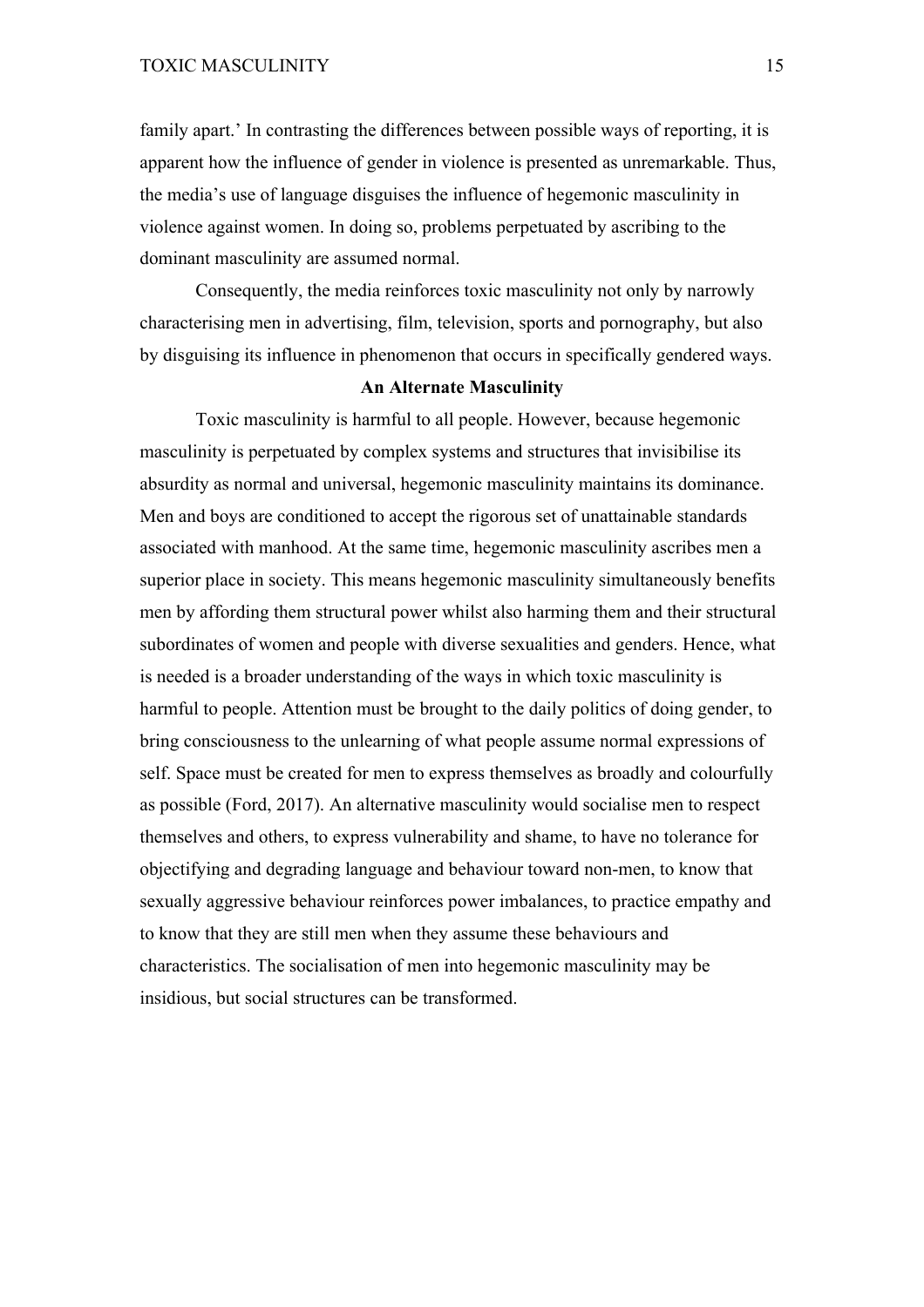family apart.' In contrasting the differences between possible ways of reporting, it is apparent how the influence of gender in violence is presented as unremarkable. Thus, the media's use of language disguises the influence of hegemonic masculinity in violence against women. In doing so, problems perpetuated by ascribing to the dominant masculinity are assumed normal.

Consequently, the media reinforces toxic masculinity not only by narrowly characterising men in advertising, film, television, sports and pornography, but also by disguising its influence in phenomenon that occurs in specifically gendered ways.

## An Alternate Masculinity

Toxic masculinity is harmful to all people. However, because hegemonic masculinity is perpetuated by complex systems and structures that invisibilise its absurdity as normal and universal, hegemonic masculinity maintains its dominance. Men and boys are conditioned to accept the rigorous set of unattainable standards associated with manhood. At the same time, hegemonic masculinity ascribes men a superior place in society. This means hegemonic masculinity simultaneously benefits men by affording them structural power whilst also harming them and their structural subordinates of women and people with diverse sexualities and genders. Hence, what is needed is a broader understanding of the ways in which toxic masculinity is harmful to people. Attention must be brought to the daily politics of doing gender, to bring consciousness to the unlearning of what people assume normal expressions of self. Space must be created for men to express themselves as broadly and colourfully as possible (Ford, 2017). An alternative masculinity would socialise men to respect themselves and others, to express vulnerability and shame, to have no tolerance for objectifying and degrading language and behaviour toward non-men, to know that sexually aggressive behaviour reinforces power imbalances, to practice empathy and to know that they are still men when they assume these behaviours and characteristics. The socialisation of men into hegemonic masculinity may be insidious, but social structures can be transformed.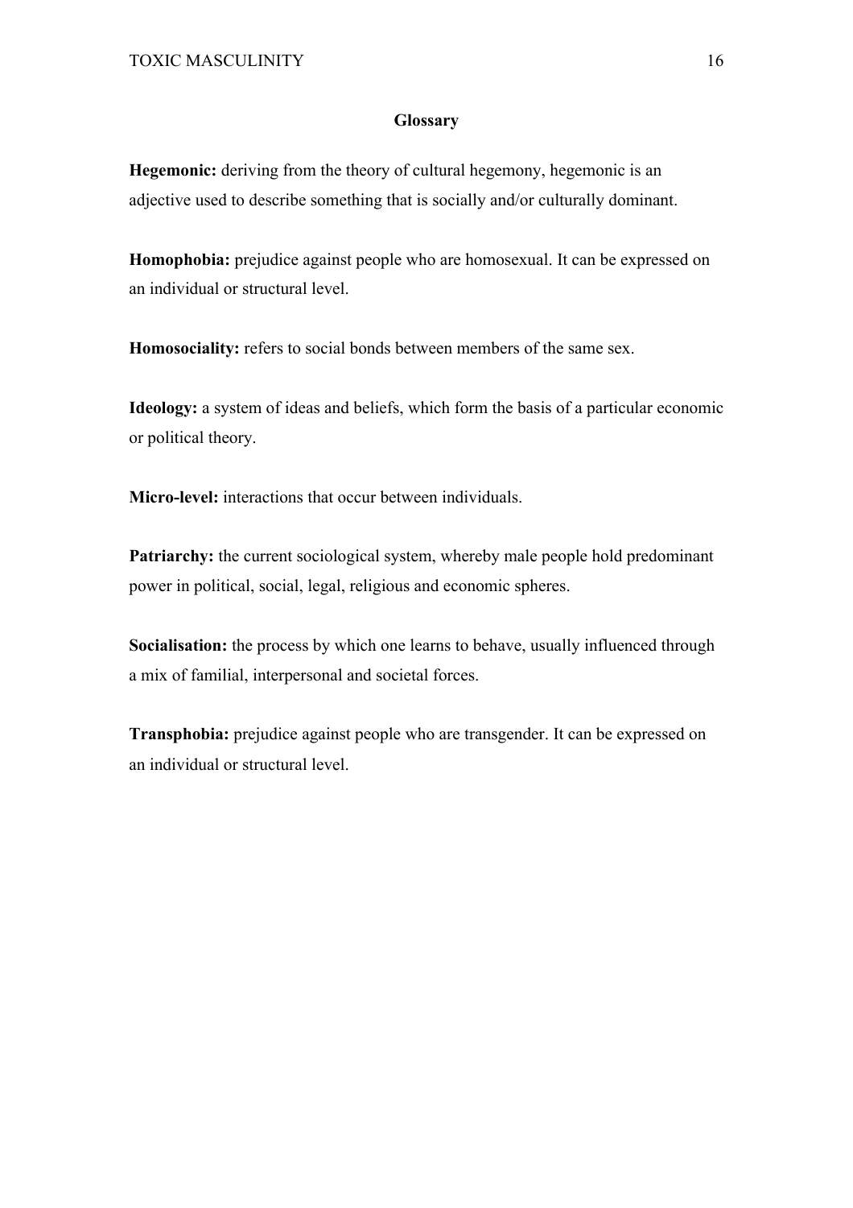## Glossary

**Hegemonic:** deriving from the theory of cultural hegemony, hegemonic is an adjective used to describe something that is socially and/or culturally dominant.

**Homophobia:** prejudice against people who are homosexual. It can be expressed on an individual or structural level.

**Homosociality:** refers to social bonds between members of the same sex.

**Ideology:** a system of ideas and beliefs, which form the basis of a particular economic or political theory.

**Micro-level:** interactions that occur between individuals.

**Patriarchy:** the current sociological system, whereby male people hold predominant power in political, social, legal, religious and economic spheres.

**Socialisation:** the process by which one learns to behave, usually influenced through a mix of familial, interpersonal and societal forces.

**Transphobia:** prejudice against people who are transgender. It can be expressed on an individual or structural level.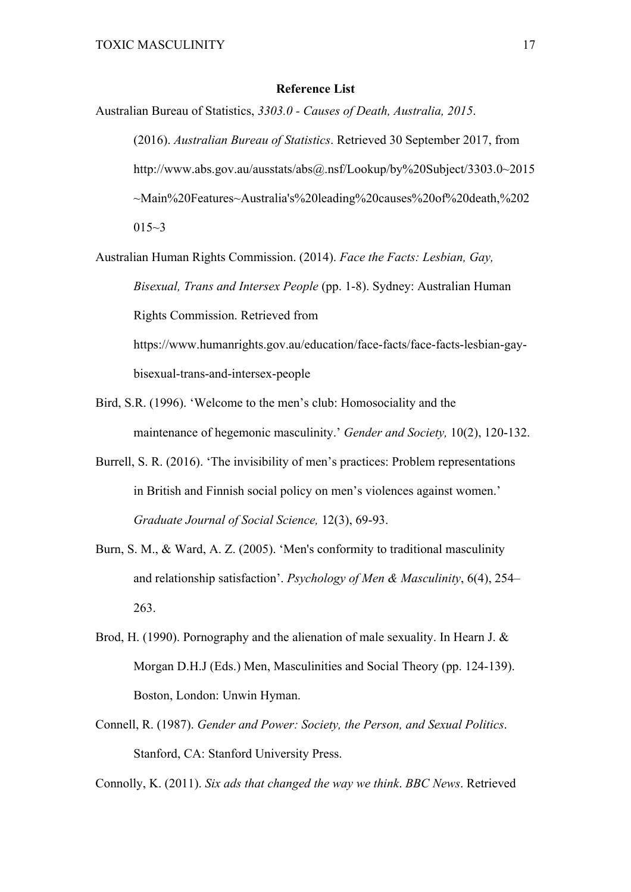**Reference List**

Australian Bureau of Statistics, *3303.0 - Causes of Death, Australia, 2015*. (2016). *Australian Bureau of Statistics*. Retrieved 30 September 2017, from http://www.abs.gov.au/ausstats/abs@.nsf/Lookup/by%20Subject/3303.0~2015~Main%20Features~Australia's%20leading%20causes%20of%20death,%202015~3

Australian Human Rights Commission. (2014). *Face the Facts: Lesbian, Gay, Bisexual, Trans and Intersex People* (pp. 1-8). Sydney: Australian Human Rights Commission. Retrieved from https://www.humanrights.gov.au/education/face-facts/face-facts-lesbian-gay-bisexual-trans-and-intersex-people

Bird, S.R. (1996). 'Welcome to the men's club: Homosociality and the maintenance of hegemonic masculinity.' *Gender and Society,* 10(2), 120-132.

Burrell, S. R. (2016). 'The invisibility of men's practices: Problem representations in British and Finnish social policy on men's violences against women.' *Graduate Journal of Social Science,* 12(3), 69-93.

Burn, S. M., & Ward, A. Z. (2005). 'Men's conformity to traditional masculinity and relationship satisfaction'. *Psychology of Men & Masculinity*, 6(4), 254–263.

Brod, H. (1990). Pornography and the alienation of male sexuality. In Hearn J. & Morgan D.H.J (Eds.) Men, Masculinities and Social Theory (pp. 124-139). Boston, London: Unwin Hyman.

Connell, R. (1987). *Gender and Power: Society, the Person, and Sexual Politics*. Stanford, CA: Stanford University Press.

Connolly, K. (2011). *Six ads that changed the way we think*. *BBC News*. Retrieved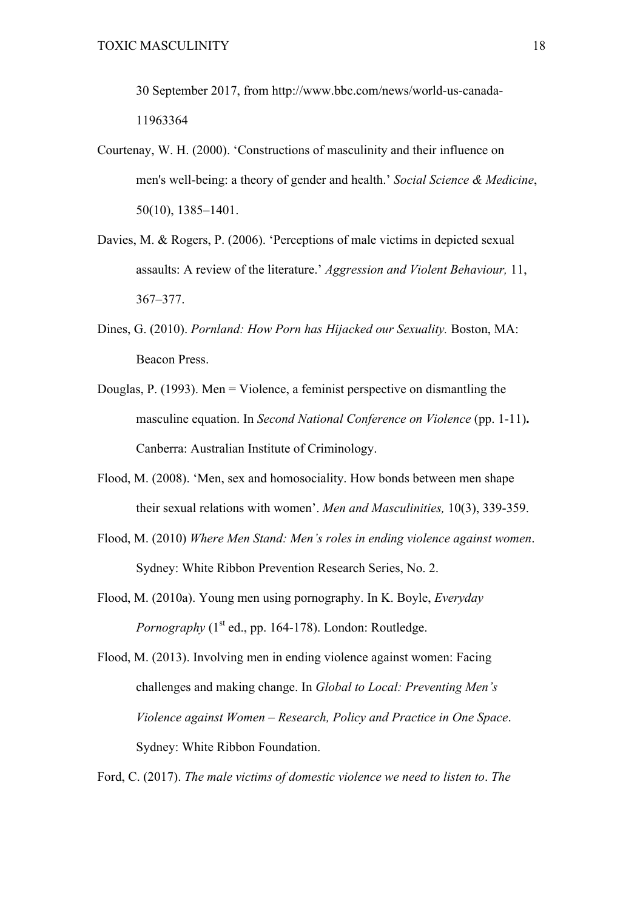30 September 2017, from http://www.bbc.com/news/world-us-canada-11963364

Courtenay, W. H. (2000). 'Constructions of masculinity and their influence on men's well-being: a theory of gender and health.' *Social Science & Medicine*, 50(10), 1385–1401.

Davies, M. & Rogers, P. (2006). 'Perceptions of male victims in depicted sexual assaults: A review of the literature.' *Aggression and Violent Behaviour,* 11, 367–377.

Dines, G. (2010). *Pornland: How Porn has Hijacked our Sexuality.* Boston, MA: Beacon Press.

Douglas, P. (1993). Men = Violence, a feminist perspective on dismantling the masculine equation. In *Second National Conference on Violence* (pp. 1-11)**.** Canberra: Australian Institute of Criminology.

Flood, M. (2008). 'Men, sex and homosociality. How bonds between men shape their sexual relations with women'. *Men and Masculinities,* 10(3), 339-359.

Flood, M. (2010) *Where Men Stand: Men's roles in ending violence against women*. Sydney: White Ribbon Prevention Research Series, No. 2.

Flood, M. (2010a). Young men using pornography. In K. Boyle, *Everyday Pornography* (1st ed., pp. 164-178). London: Routledge.

Flood, M. (2013). Involving men in ending violence against women: Facing challenges and making change. In *Global to Local: Preventing Men's Violence against Women – Research, Policy and Practice in One Space*. Sydney: White Ribbon Foundation.

Ford, C. (2017). *The male victims of domestic violence we need to listen to*. *The*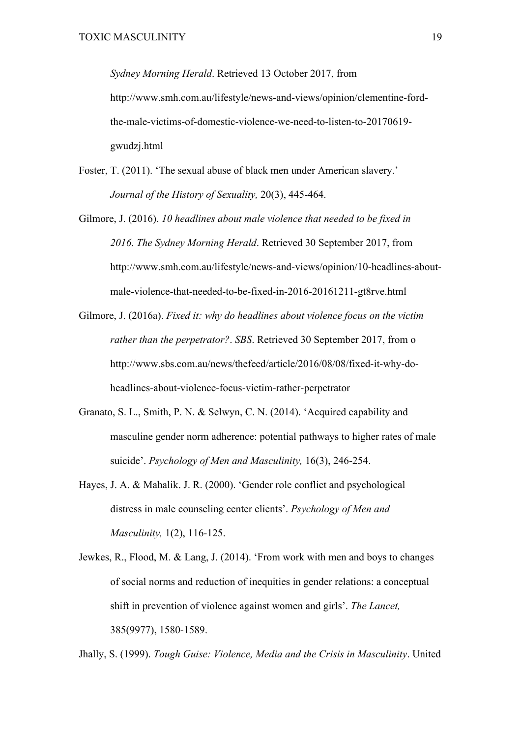*Sydney Morning Herald*. Retrieved 13 October 2017, from http://www.smh.com.au/lifestyle/news-and-views/opinion/clementine-ford-the-male-victims-of-domestic-violence-we-need-to-listen-to-20170619-gwudzj.html

Foster, T. (2011). 'The sexual abuse of black men under American slavery.' *Journal of the History of Sexuality,* 20(3), 445-464.

Gilmore, J. (2016). *10 headlines about male violence that needed to be fixed in 2016*. *The Sydney Morning Herald*. Retrieved 30 September 2017, from http://www.smh.com.au/lifestyle/news-and-views/opinion/10-headlines-about-male-violence-that-needed-to-be-fixed-in-2016-20161211-gt8rve.html

Gilmore, J. (2016a). *Fixed it: why do headlines about violence focus on the victim rather than the perpetrator?*. *SBS*. Retrieved 30 September 2017, from o http://www.sbs.com.au/news/thefeed/article/2016/08/08/fixed-it-why-do-headlines-about-violence-focus-victim-rather-perpetrator

Granato, S. L., Smith, P. N. & Selwyn, C. N. (2014). 'Acquired capability and masculine gender norm adherence: potential pathways to higher rates of male suicide'. *Psychology of Men and Masculinity,* 16(3), 246-254.

Hayes, J. A. & Mahalik. J. R. (2000). 'Gender role conflict and psychological distress in male counseling center clients'. *Psychology of Men and Masculinity,* 1(2), 116-125.

Jewkes, R., Flood, M. & Lang, J. (2014). 'From work with men and boys to changes of social norms and reduction of inequities in gender relations: a conceptual shift in prevention of violence against women and girls'. *The Lancet,* 385(9977), 1580-1589.

Jhally, S. (1999). *Tough Guise: Violence, Media and the Crisis in Masculinity*. United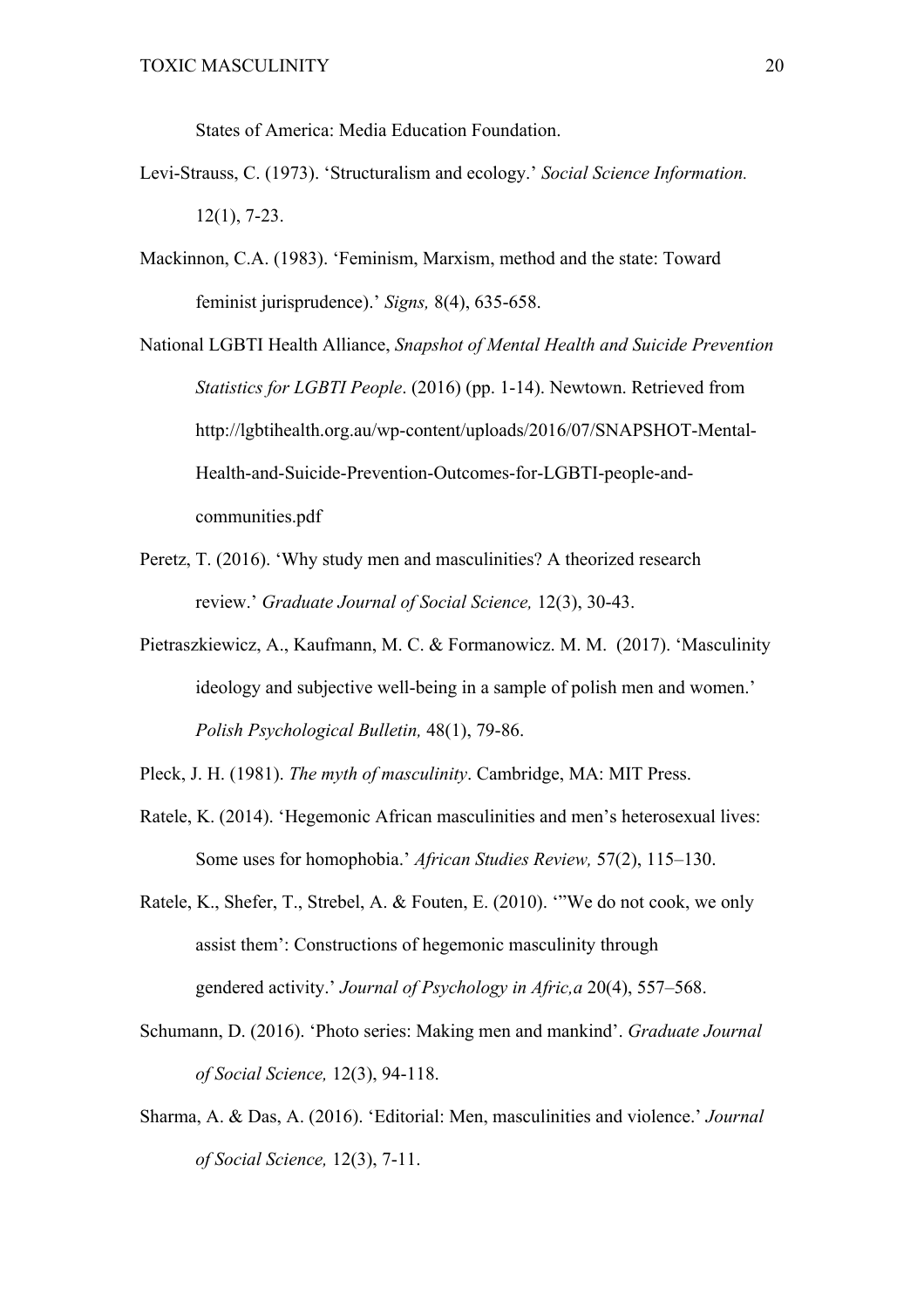States of America: Media Education Foundation.

Levi-Strauss, C. (1973). 'Structuralism and ecology.' *Social Science Information.* 12(1), 7-23.

Mackinnon, C.A. (1983). 'Feminism, Marxism, method and the state: Toward feminist jurisprudence).' *Signs,* 8(4), 635-658.

National LGBTI Health Alliance, *Snapshot of Mental Health and Suicide Prevention Statistics for LGBTI People*. (2016) (pp. 1-14). Newtown. Retrieved from http://lgbtihealth.org.au/wp-content/uploads/2016/07/SNAPSHOT-Mental-Health-and-Suicide-Prevention-Outcomes-for-LGBTI-people-and-communities.pdf

Peretz, T. (2016). 'Why study men and masculinities? A theorized research review.' *Graduate Journal of Social Science,* 12(3), 30-43.

Pietraszkiewicz, A., Kaufmann, M. C. & Formanowicz. M. M. (2017). 'Masculinity ideology and subjective well-being in a sample of polish men and women.' *Polish Psychological Bulletin,* 48(1), 79-86.

Pleck, J. H. (1981). *The myth of masculinity*. Cambridge, MA: MIT Press.

Ratele, K. (2014). 'Hegemonic African masculinities and men's heterosexual lives: Some uses for homophobia.' *African Studies Review,* 57(2), 115–130.

Ratele, K., Shefer, T., Strebel, A. & Fouten, E. (2010). '"We do not cook, we only assist them': Constructions of hegemonic masculinity through gendered activity.' *Journal of Psychology in Afric,a* 20(4), 557–568.

Schumann, D. (2016). 'Photo series: Making men and mankind'. *Graduate Journal of Social Science,* 12(3), 94-118.

Sharma, A. & Das, A. (2016). 'Editorial: Men, masculinities and violence.' *Journal of Social Science,* 12(3), 7-11.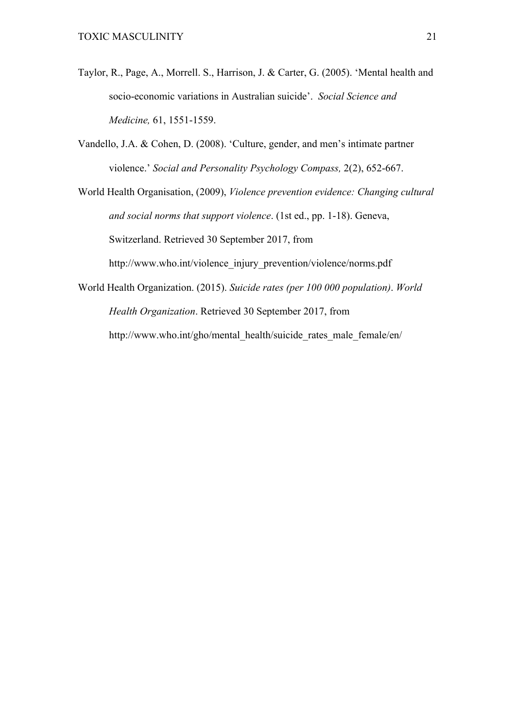Taylor, R., Page, A., Morrell. S., Harrison, J. & Carter, G. (2005). 'Mental health and socio-economic variations in Australian suicide'. *Social Science and Medicine,* 61, 1551-1559.

Vandello, J.A. & Cohen, D. (2008). 'Culture, gender, and men's intimate partner violence.' *Social and Personality Psychology Compass,* 2(2), 652-667.

World Health Organisation, (2009), *Violence prevention evidence: Changing cultural and social norms that support violence*. (1st ed., pp. 1-18). Geneva, Switzerland. Retrieved 30 September 2017, from http://www.who.int/violence_injury_prevention/violence/norms.pdf

World Health Organization. (2015). *Suicide rates (per 100 000 population)*. *World Health Organization*. Retrieved 30 September 2017, from http://www.who.int/gho/mental_health/suicide_rates_male_female/en/